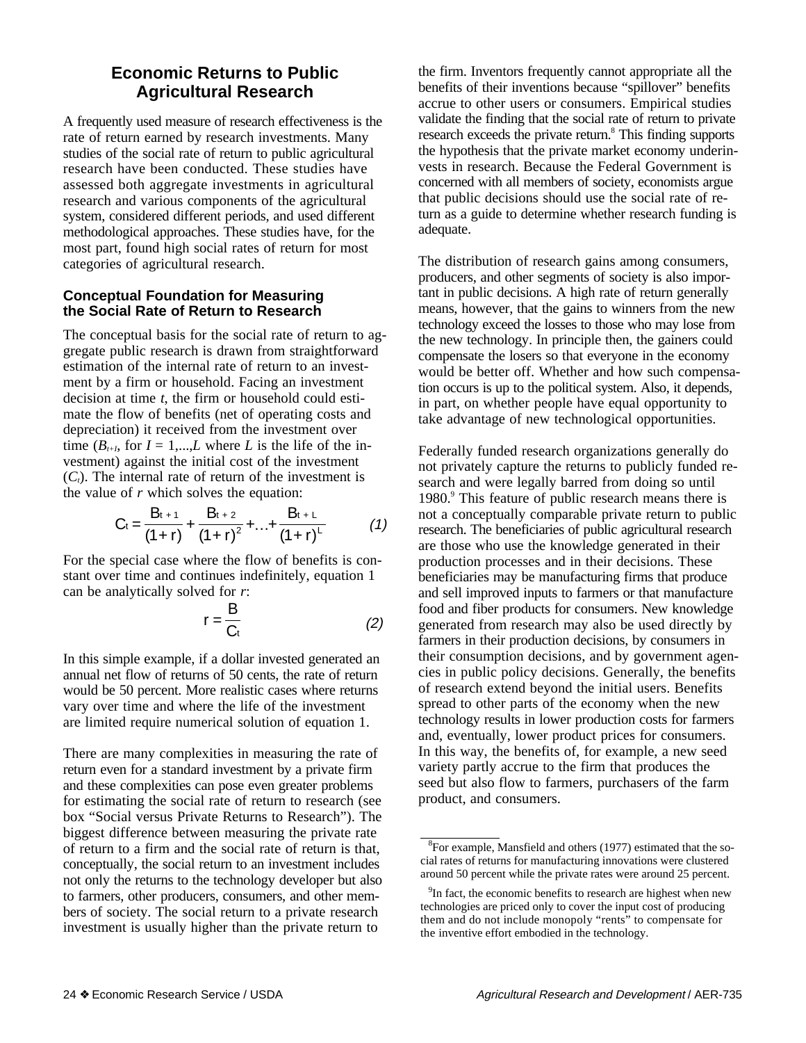# Economic Returns to Public Agricultural Research

A frequently used measure of research effectiveness is the rate of return earned by research investments. Many studies of the social rate of return to public agricultural research have been conducted. These studies have assessed both aggregate investments in agricultural research and various components of the agricultural system, considered different periods, and used different methodological approaches. These studies have, for the most part, found high social rates of return for most categories of agricultural research.

## Conceptual Foundation for Measuring the Social Rate of Return to Research

The conceptual basis for the social rate of return to aggregate public research is drawn from straightforward estimation of the internal rate of return to an investment by a firm or household. Facing an investment decision at time *t*, the firm or household could estimate the flow of benefits (net of operating costs and depreciation) it received from the investment over time ($B_{t+I}$, for $I = 1,...,L$ where $L$ is the life of the investment) against the initial cost of the investment ($C_t$). The internal rate of return of the investment is the value of $r$ which solves the equation:

$$C_t = \frac{B_{t+1}}{(1+r)} + \frac{B_{t+2}}{(1+r)^2} + \ldots + \frac{B_{t+L}}{(1+r)^L} \qquad (1)$$

For the special case where the flow of benefits is constant over time and continues indefinitely, equation 1 can be analytically solved for $r$:

$$r = \frac{B}{C_t} \qquad (2)$$

In this simple example, if a dollar invested generated an annual net flow of returns of 50 cents, the rate of return would be 50 percent. More realistic cases where returns vary over time and where the life of the investment are limited require numerical solution of equation 1.

There are many complexities in measuring the rate of return even for a standard investment by a private firm and these complexities can pose even greater problems for estimating the social rate of return to research (see box "Social versus Private Returns to Research"). The biggest difference between measuring the private rate of return to a firm and the social rate of return is that, conceptually, the social return to an investment includes not only the returns to the technology developer but also to farmers, other producers, consumers, and other members of society. The social return to a private research investment is usually higher than the private return to the firm. Inventors frequently cannot appropriate all the benefits of their inventions because "spillover" benefits accrue to other users or consumers. Empirical studies validate the finding that the social rate of return to private research exceeds the private return.[8] This finding supports the hypothesis that the private market economy underinvests in research. Because the Federal Government is concerned with all members of society, economists argue that public decisions should use the social rate of return as a guide to determine whether research funding is adequate.

The distribution of research gains among consumers, producers, and other segments of society is also important in public decisions. A high rate of return generally means, however, that the gains to winners from the new technology exceed the losses to those who may lose from the new technology. In principle then, the gainers could compensate the losers so that everyone in the economy would be better off. Whether and how such compensation occurs is up to the political system. Also, it depends, in part, on whether people have equal opportunity to take advantage of new technological opportunities.

Federally funded research organizations generally do not privately capture the returns to publicly funded research and were legally barred from doing so until 1980.[9] This feature of public research means there is not a conceptually comparable private return to public research. The beneficiaries of public agricultural research are those who use the knowledge generated in their production processes and in their decisions. These beneficiaries may be manufacturing firms that produce and sell improved inputs to farmers or that manufacture food and fiber products for consumers. New knowledge generated from research may also be used directly by farmers in their production decisions, by consumers in their consumption decisions, and by government agencies in public policy decisions. Generally, the benefits of research extend beyond the initial users. Benefits spread to other parts of the economy when the new technology results in lower production costs for farmers and, eventually, lower product prices for consumers. In this way, the benefits of, for example, a new seed variety partly accrue to the firm that produces the seed but also flow to farmers, purchasers of the farm product, and consumers.

---

[8] For example, Mansfield and others (1977) estimated that the social rates of returns for manufacturing innovations were clustered around 50 percent while the private rates were around 25 percent.

[9] In fact, the economic benefits to research are highest when new technologies are priced only to cover the input cost of producing them and do not include monopoly "rents" to compensate for the inventive effort embodied in the technology.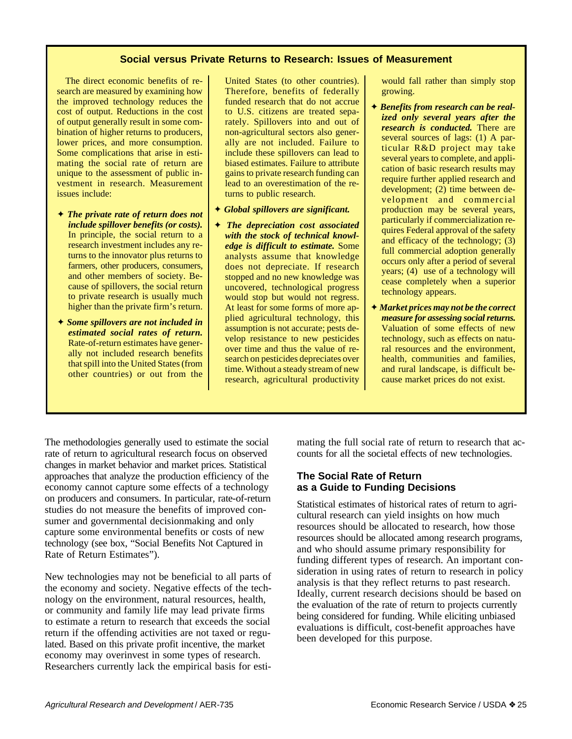## Social versus Private Returns to Research: Issues of Measurement

The direct economic benefits of research are measured by examining how the improved technology reduces the cost of output. Reductions in the cost of output generally result in some combination of higher returns to producers, lower prices, and more consumption. Some complications that arise in estimating the social rate of return are unique to the assessment of public investment in research. Measurement issues include:

- ***The private rate of return does not include spillover benefits (or costs).*** In principle, the social return to a research investment includes any returns to the innovator plus returns to farmers, other producers, consumers, and other members of society. Because of spillovers, the social return to private research is usually much higher than the private firm's return.
- ***Some spillovers are not included in estimated social rates of return.*** Rate-of-return estimates have generally not included research benefits that spill into the United States (from other countries) or out from the United States (to other countries). Therefore, benefits of federally funded research that do not accrue to U.S. citizens are treated separately. Spillovers into and out of non-agricultural sectors also generally are not included. Failure to include these spillovers can lead to biased estimates. Failure to attribute gains to private research funding can lead to an overestimation of the returns to public research.
- ***Global spillovers are significant.***
- ***The depreciation cost associated with the stock of technical knowledge is difficult to estimate.*** Some analysts assume that knowledge does not depreciate. If research stopped and no new knowledge was uncovered, technological progress would stop but would not regress. At least for some forms of more applied agricultural technology, this assumption is not accurate; pests develop resistance to new pesticides over time and thus the value of research on pesticides depreciates over time. Without a steady stream of new research, agricultural productivity would fall rather than simply stop growing.
- ***Benefits from research can be realized only several years after the research is conducted.*** There are several sources of lags: (1) A particular R&D project may take several years to complete, and application of basic research results may require further applied research and development; (2) time between development and commercial production may be several years, particularly if commercialization requires Federal approval of the safety and efficacy of the technology; (3) full commercial adoption generally occurs only after a period of several years; (4) use of a technology will cease completely when a superior technology appears.
- ***Market prices may not be the correct measure for assessing social returns.*** Valuation of some effects of new technology, such as effects on natural resources and the environment, health, communities and families, and rural landscape, is difficult because market prices do not exist.

The methodologies generally used to estimate the social rate of return to agricultural research focus on observed changes in market behavior and market prices. Statistical approaches that analyze the production efficiency of the economy cannot capture some effects of a technology on producers and consumers. In particular, rate-of-return studies do not measure the benefits of improved consumer and governmental decisionmaking and only capture some environmental benefits or costs of new technology (see box, "Social Benefits Not Captured in Rate of Return Estimates").

New technologies may not be beneficial to all parts of the economy and society. Negative effects of the technology on the environment, natural resources, health, or community and family life may lead private firms to estimate a return to research that exceeds the social return if the offending activities are not taxed or regulated. Based on this private profit incentive, the market economy may overinvest in some types of research. Researchers currently lack the empirical basis for estimating the full social rate of return to research that accounts for all the societal effects of new technologies.

### The Social Rate of Return as a Guide to Funding Decisions

Statistical estimates of historical rates of return to agricultural research can yield insights on how much resources should be allocated to research, how those resources should be allocated among research programs, and who should assume primary responsibility for funding different types of research. An important consideration in using rates of return to research in policy analysis is that they reflect returns to past research. Ideally, current research decisions should be based on the evaluation of the rate of return to projects currently being considered for funding. While eliciting unbiased evaluations is difficult, cost-benefit approaches have been developed for this purpose.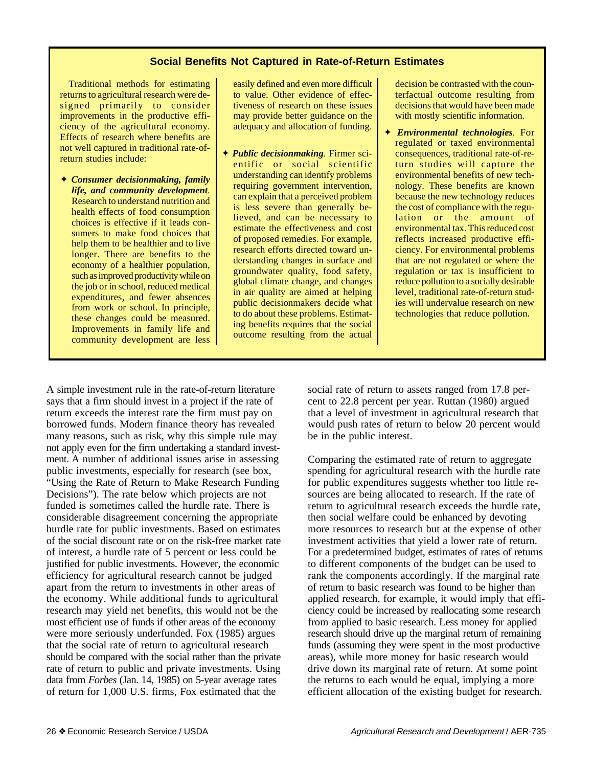## Social Benefits Not Captured in Rate-of-Return Estimates

Traditional methods for estimating returns to agricultural research were designed primarily to consider improvements in the productive efficiency of the agricultural economy. Effects of research where benefits are not well captured in traditional rate-of-return studies include:

- ***Consumer decisionmaking, family life, and community development.*** Research to understand nutrition and health effects of food consumption choices is effective if it leads consumers to make food choices that help them to be healthier and to live longer. There are benefits to the economy of a healthier population, such as improved productivity while on the job or in school, reduced medical expenditures, and fewer absences from work or school. In principle, these changes could be measured. Improvements in family life and community development are less easily defined and even more difficult to value. Other evidence of effectiveness of research on these issues may provide better guidance on the adequacy and allocation of funding.

- ***Public decisionmaking.*** Firmer scientific or social scientific understanding can identify problems requiring government intervention, can explain that a perceived problem is less severe than generally believed, and can be necessary to estimate the effectiveness and cost of proposed remedies. For example, research efforts directed toward understanding changes in surface and groundwater quality, food safety, global climate change, and changes in air quality are aimed at helping public decisionmakers decide what to do about these problems. Estimating benefits requires that the social outcome resulting from the actual decision be contrasted with the counterfactual outcome resulting from decisions that would have been made with mostly scientific information.

- ***Environmental technologies.*** For regulated or taxed environmental consequences, traditional rate-of-return studies will capture the environmental benefits of new technology. These benefits are known because the new technology reduces the cost of compliance with the regulation or the amount of environmental tax. This reduced cost reflects increased productive efficiency. For environmental problems that are not regulated or where the regulation or tax is insufficient to reduce pollution to a socially desirable level, traditional rate-of-return studies will undervalue research on new technologies that reduce pollution.

A simple investment rule in the rate-of-return literature says that a firm should invest in a project if the rate of return exceeds the interest rate the firm must pay on borrowed funds. Modern finance theory has revealed many reasons, such as risk, why this simple rule may not apply even for the firm undertaking a standard investment. A number of additional issues arise in assessing public investments, especially for research (see box, "Using the Rate of Return to Make Research Funding Decisions"). The rate below which projects are not funded is sometimes called the hurdle rate. There is considerable disagreement concerning the appropriate hurdle rate for public investments. Based on estimates of the social discount rate or on the risk-free market rate of interest, a hurdle rate of 5 percent or less could be justified for public investments. However, the economic efficiency for agricultural research cannot be judged apart from the return to investments in other areas of the economy. While additional funds to agricultural research may yield net benefits, this would not be the most efficient use of funds if other areas of the economy were more seriously underfunded. Fox (1985) argues that the social rate of return to agricultural research should be compared with the social rather than the private rate of return to public and private investments. Using data from *Forbes* (Jan. 14, 1985) on 5-year average rates of return for 1,000 U.S. firms, Fox estimated that the social rate of return to assets ranged from 17.8 percent to 22.8 percent per year. Ruttan (1980) argued that a level of investment in agricultural research that would push rates of return to below 20 percent would be in the public interest.

Comparing the estimated rate of return to aggregate spending for agricultural research with the hurdle rate for public expenditures suggests whether too little resources are being allocated to research. If the rate of return to agricultural research exceeds the hurdle rate, then social welfare could be enhanced by devoting more resources to research but at the expense of other investment activities that yield a lower rate of return. For a predetermined budget, estimates of rates of returns to different components of the budget can be used to rank the components accordingly. If the marginal rate of return to basic research was found to be higher than applied research, for example, it would imply that efficiency could be increased by reallocating some research from applied to basic research. Less money for applied research should drive up the marginal return of remaining funds (assuming they were spent in the most productive areas), while more money for basic research would drive down its marginal rate of return. At some point the returns to each would be equal, implying a more efficient allocation of the existing budget for research.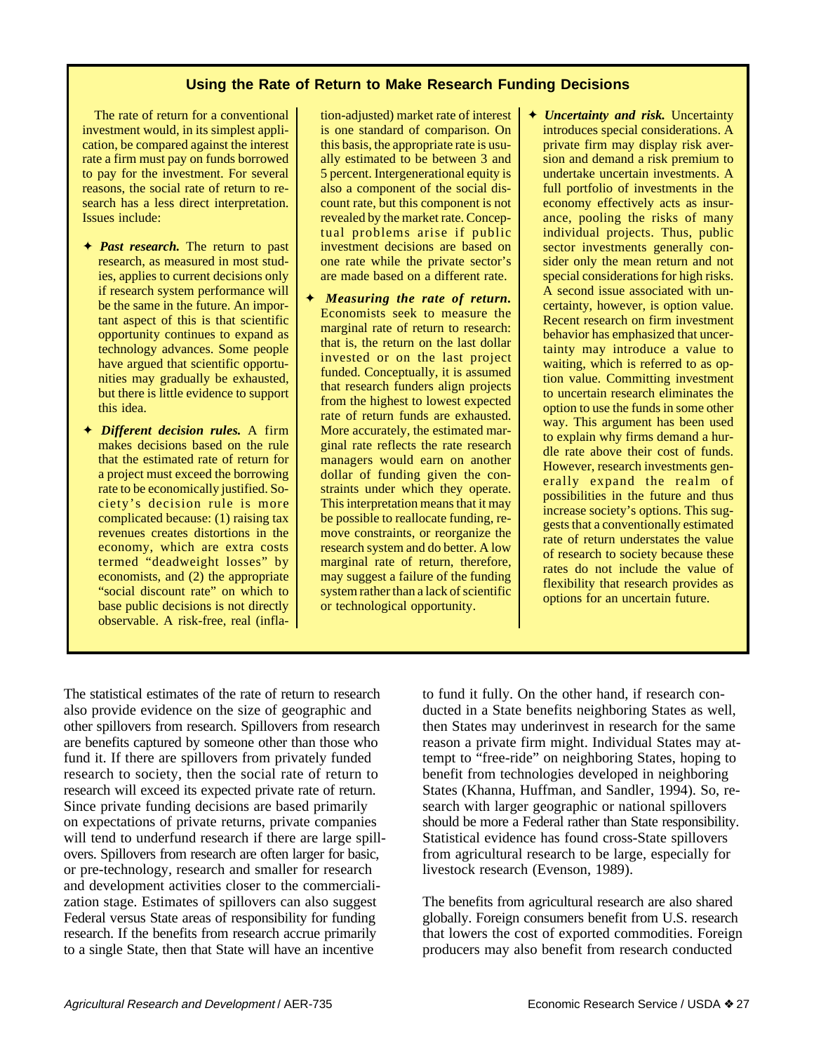### Using the Rate of Return to Make Research Funding Decisions

The rate of return for a conventional investment would, in its simplest application, be compared against the interest rate a firm must pay on funds borrowed to pay for the investment. For several reasons, the social rate of return to research has a less direct interpretation. Issues include:

- ***Past research.*** The return to past research, as measured in most studies, applies to current decisions only if research system performance will be the same in the future. An important aspect of this is that scientific opportunity continues to expand as technology advances. Some people have argued that scientific opportunities may gradually be exhausted, but there is little evidence to support this idea.

- ***Different decision rules.*** A firm makes decisions based on the rule that the estimated rate of return for a project must exceed the borrowing rate to be economically justified. Society's decision rule is more complicated because: (1) raising tax revenues creates distortions in the economy, which are extra costs termed "deadweight losses" by economists, and (2) the appropriate "social discount rate" on which to base public decisions is not directly observable. A risk-free, real (inflation-adjusted) market rate of interest is one standard of comparison. On this basis, the appropriate rate is usually estimated to be between 3 and 5 percent. Intergenerational equity is also a component of the social discount rate, but this component is not revealed by the market rate. Conceptual problems arise if public investment decisions are based on one rate while the private sector's are made based on a different rate.

- ***Measuring the rate of return.*** Economists seek to measure the marginal rate of return to research: that is, the return on the last dollar invested or on the last project funded. Conceptually, it is assumed that research funders align projects from the highest to lowest expected rate of return funds are exhausted. More accurately, the estimated marginal rate reflects the rate research managers would earn on another dollar of funding given the constraints under which they operate. This interpretation means that it may be possible to reallocate funding, remove constraints, or reorganize the research system and do better. A low marginal rate of return, therefore, may suggest a failure of the funding system rather than a lack of scientific or technological opportunity.

- ***Uncertainty and risk.*** Uncertainty introduces special considerations. A private firm may display risk aversion and demand a risk premium to undertake uncertain investments. A full portfolio of investments in the economy effectively acts as insurance, pooling the risks of many individual projects. Thus, public sector investments generally consider only the mean return and not special considerations for high risks. A second issue associated with uncertainty, however, is option value. Recent research on firm investment behavior has emphasized that uncertainty may introduce a value to waiting, which is referred to as option value. Committing investment to uncertain research eliminates the option to use the funds in some other way. This argument has been used to explain why firms demand a hurdle rate above their cost of funds. However, research investments generally expand the realm of possibilities in the future and thus increase society's options. This suggests that a conventionally estimated rate of return understates the value of research to society because these rates do not include the value of flexibility that research provides as options for an uncertain future.

The statistical estimates of the rate of return to research also provide evidence on the size of geographic and other spillovers from research. Spillovers from research are benefits captured by someone other than those who fund it. If there are spillovers from privately funded research to society, then the social rate of return to research will exceed its expected private rate of return. Since private funding decisions are based primarily on expectations of private returns, private companies will tend to underfund research if there are large spillovers. Spillovers from research are often larger for basic, or pre-technology, research and smaller for research and development activities closer to the commercialization stage. Estimates of spillovers can also suggest Federal versus State areas of responsibility for funding research. If the benefits from research accrue primarily to a single State, then that State will have an incentive to fund it fully. On the other hand, if research conducted in a State benefits neighboring States as well, then States may underinvest in research for the same reason a private firm might. Individual States may attempt to "free-ride" on neighboring States, hoping to benefit from technologies developed in neighboring States (Khanna, Huffman, and Sandler, 1994). So, research with larger geographic or national spillovers should be more a Federal rather than State responsibility. Statistical evidence has found cross-State spillovers from agricultural research to be large, especially for livestock research (Evenson, 1989).

The benefits from agricultural research are also shared globally. Foreign consumers benefit from U.S. research that lowers the cost of exported commodities. Foreign producers may also benefit from research conducted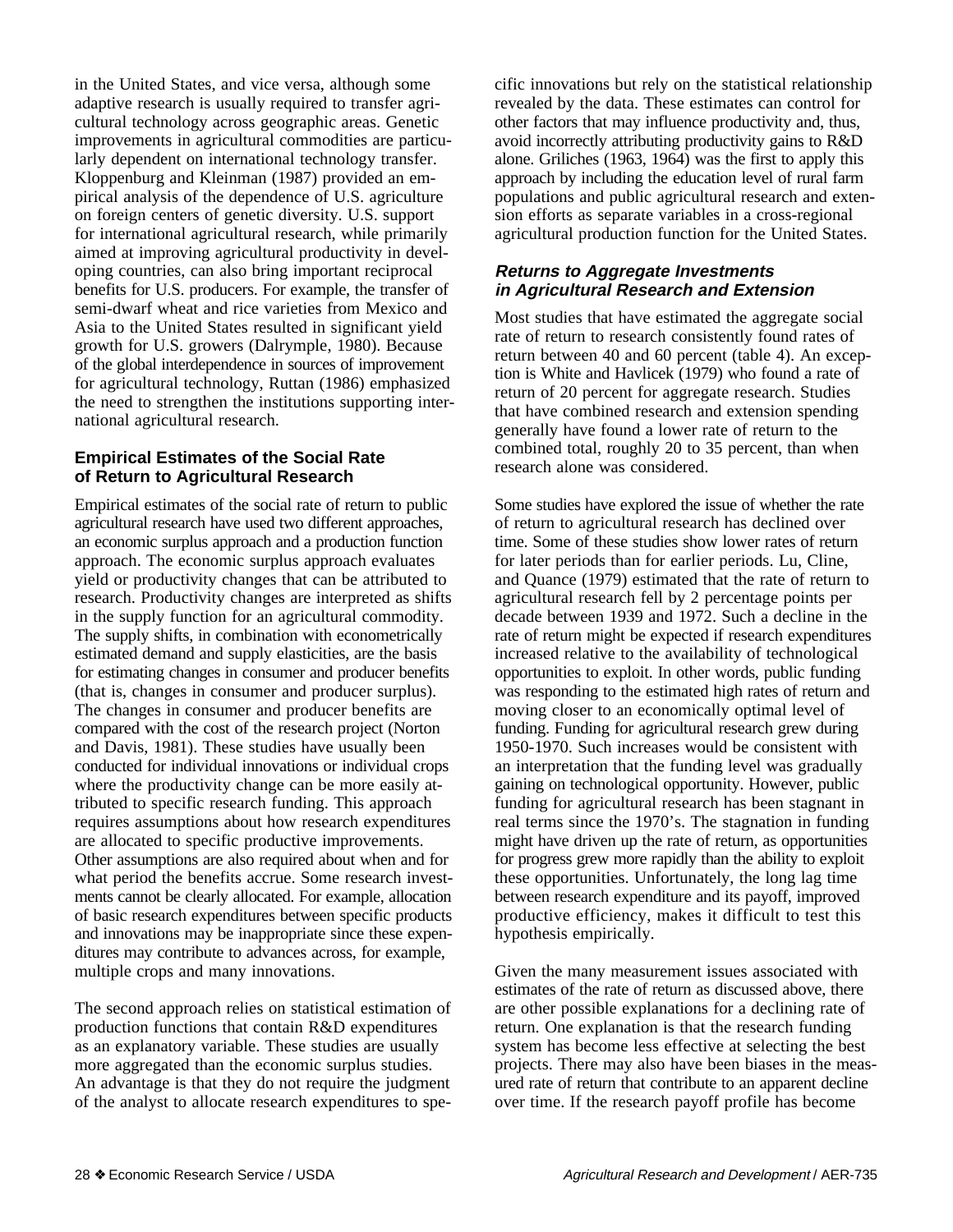in the United States, and vice versa, although some adaptive research is usually required to transfer agricultural technology across geographic areas. Genetic improvements in agricultural commodities are particularly dependent on international technology transfer. Kloppenburg and Kleinman (1987) provided an empirical analysis of the dependence of U.S. agriculture on foreign centers of genetic diversity. U.S. support for international agricultural research, while primarily aimed at improving agricultural productivity in developing countries, can also bring important reciprocal benefits for U.S. producers. For example, the transfer of semi-dwarf wheat and rice varieties from Mexico and Asia to the United States resulted in significant yield growth for U.S. growers (Dalrymple, 1980). Because of the global interdependence in sources of improvement for agricultural technology, Ruttan (1986) emphasized the need to strengthen the institutions supporting international agricultural research.

### Empirical Estimates of the Social Rate of Return to Agricultural Research

Empirical estimates of the social rate of return to public agricultural research have used two different approaches, an economic surplus approach and a production function approach. The economic surplus approach evaluates yield or productivity changes that can be attributed to research. Productivity changes are interpreted as shifts in the supply function for an agricultural commodity. The supply shifts, in combination with econometrically estimated demand and supply elasticities, are the basis for estimating changes in consumer and producer benefits (that is, changes in consumer and producer surplus). The changes in consumer and producer benefits are compared with the cost of the research project (Norton and Davis, 1981). These studies have usually been conducted for individual innovations or individual crops where the productivity change can be more easily attributed to specific research funding. This approach requires assumptions about how research expenditures are allocated to specific productive improvements. Other assumptions are also required about when and for what period the benefits accrue. Some research investments cannot be clearly allocated. For example, allocation of basic research expenditures between specific products and innovations may be inappropriate since these expenditures may contribute to advances across, for example, multiple crops and many innovations.

The second approach relies on statistical estimation of production functions that contain R&D expenditures as an explanatory variable. These studies are usually more aggregated than the economic surplus studies. An advantage is that they do not require the judgment of the analyst to allocate research expenditures to specific innovations but rely on the statistical relationship revealed by the data. These estimates can control for other factors that may influence productivity and, thus, avoid incorrectly attributing productivity gains to R&D alone. Griliches (1963, 1964) was the first to apply this approach by including the education level of rural farm populations and public agricultural research and extension efforts as separate variables in a cross-regional agricultural production function for the United States.

#### *Returns to Aggregate Investments in Agricultural Research and Extension*

Most studies that have estimated the aggregate social rate of return to research consistently found rates of return between 40 and 60 percent (table 4). An exception is White and Havlicek (1979) who found a rate of return of 20 percent for aggregate research. Studies that have combined research and extension spending generally have found a lower rate of return to the combined total, roughly 20 to 35 percent, than when research alone was considered.

Some studies have explored the issue of whether the rate of return to agricultural research has declined over time. Some of these studies show lower rates of return for later periods than for earlier periods. Lu, Cline, and Quance (1979) estimated that the rate of return to agricultural research fell by 2 percentage points per decade between 1939 and 1972. Such a decline in the rate of return might be expected if research expenditures increased relative to the availability of technological opportunities to exploit. In other words, public funding was responding to the estimated high rates of return and moving closer to an economically optimal level of funding. Funding for agricultural research grew during 1950-1970. Such increases would be consistent with an interpretation that the funding level was gradually gaining on technological opportunity. However, public funding for agricultural research has been stagnant in real terms since the 1970's. The stagnation in funding might have driven up the rate of return, as opportunities for progress grew more rapidly than the ability to exploit these opportunities. Unfortunately, the long lag time between research expenditure and its payoff, improved productive efficiency, makes it difficult to test this hypothesis empirically.

Given the many measurement issues associated with estimates of the rate of return as discussed above, there are other possible explanations for a declining rate of return. One explanation is that the research funding system has become less effective at selecting the best projects. There may also have been biases in the measured rate of return that contribute to an apparent decline over time. If the research payoff profile has become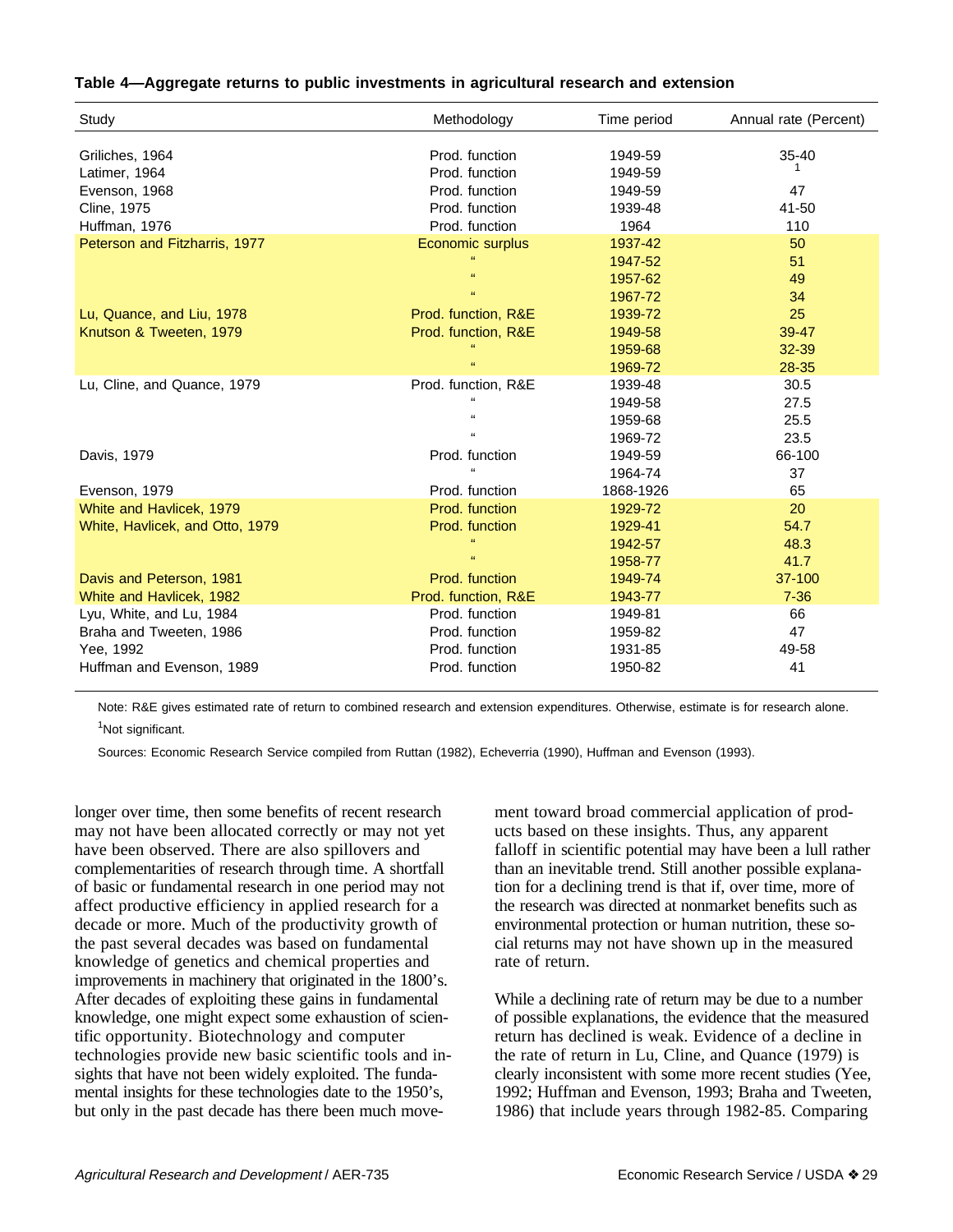**Table 4—Aggregate returns to public investments in agricultural research and extension**

| Study | Methodology | Time period | Annual rate (Percent) |
|---|---|---|---|
| Griliches, 1964 | Prod. function | 1949-59 | 35-40 |
| Latimer, 1964 | Prod. function | 1949-59 | [1] |
| Evenson, 1968 | Prod. function | 1949-59 | 47 |
| Cline, 1975 | Prod. function | 1939-48 | 41-50 |
| Huffman, 1976 | Prod. function | 1964 | 110 |
| Peterson and Fitzharris, 1977 | Economic surplus | 1937-42 | 50 |
| | " | 1947-52 | 51 |
| | " | 1957-62 | 49 |
| | " | 1967-72 | 34 |
| Lu, Quance, and Liu, 1978 | Prod. function, R&E | 1939-72 | 25 |
| Knutson & Tweeten, 1979 | Prod. function, R&E | 1949-58 | 39-47 |
| | " | 1959-68 | 32-39 |
| | " | 1969-72 | 28-35 |
| Lu, Cline, and Quance, 1979 | Prod. function, R&E | 1939-48 | 30.5 |
| | " | 1949-58 | 27.5 |
| | " | 1959-68 | 25.5 |
| | " | 1969-72 | 23.5 |
| Davis, 1979 | Prod. function | 1949-59 | 66-100 |
| | " | 1964-74 | 37 |
| Evenson, 1979 | Prod. function | 1868-1926 | 65 |
| White and Havlicek, 1979 | Prod. function | 1929-72 | 20 |
| White, Havlicek, and Otto, 1979 | Prod. function | 1929-41 | 54.7 |
| | " | 1942-57 | 48.3 |
| | " | 1958-77 | 41.7 |
| Davis and Peterson, 1981 | Prod. function | 1949-74 | 37-100 |
| White and Havlicek, 1982 | Prod. function, R&E | 1943-77 | 7-36 |
| Lyu, White, and Lu, 1984 | Prod. function | 1949-81 | 66 |
| Braha and Tweeten, 1986 | Prod. function | 1959-82 | 47 |
| Yee, 1992 | Prod. function | 1931-85 | 49-58 |
| Huffman and Evenson, 1989 | Prod. function | 1950-82 | 41 |

Note: R&E gives estimated rate of return to combined research and extension expenditures. Otherwise, estimate is for research alone.

[1]Not significant.

Sources: Economic Research Service compiled from Ruttan (1982), Echeverria (1990), Huffman and Evenson (1993).

longer over time, then some benefits of recent research may not have been allocated correctly or may not yet have been observed. There are also spillovers and complementarities of research through time. A shortfall of basic or fundamental research in one period may not affect productive efficiency in applied research for a decade or more. Much of the productivity growth of the past several decades was based on fundamental knowledge of genetics and chemical properties and improvements in machinery that originated in the 1800's. After decades of exploiting these gains in fundamental knowledge, one might expect some exhaustion of scientific opportunity. Biotechnology and computer technologies provide new basic scientific tools and insights that have not been widely exploited. The fundamental insights for these technologies date to the 1950's, but only in the past decade has there been much movement toward broad commercial application of products based on these insights. Thus, any apparent falloff in scientific potential may have been a lull rather than an inevitable trend. Still another possible explanation for a declining trend is that if, over time, more of the research was directed at nonmarket benefits such as environmental protection or human nutrition, these social returns may not have shown up in the measured rate of return.

While a declining rate of return may be due to a number of possible explanations, the evidence that the measured return has declined is weak. Evidence of a decline in the rate of return in Lu, Cline, and Quance (1979) is clearly inconsistent with some more recent studies (Yee, 1992; Huffman and Evenson, 1993; Braha and Tweeten, 1986) that include years through 1982-85. Comparing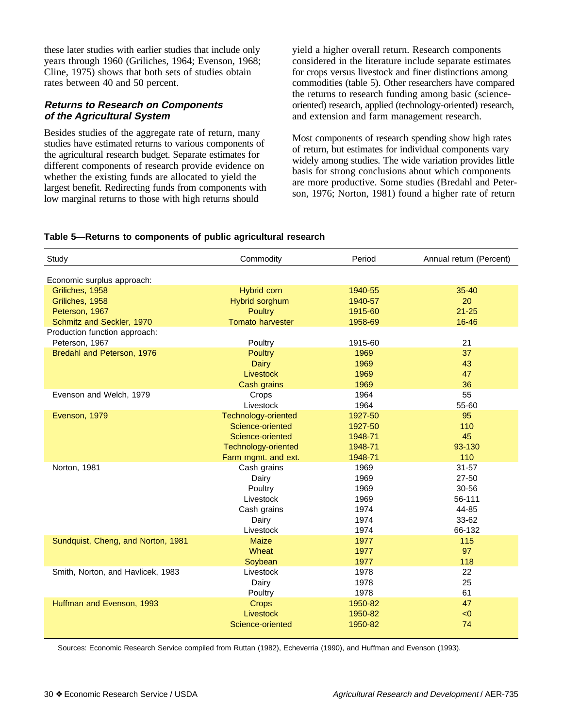these later studies with earlier studies that include only years through 1960 (Griliches, 1964; Evenson, 1968; Cline, 1975) shows that both sets of studies obtain rates between 40 and 50 percent.

### *Returns to Research on Components of the Agricultural System*

Besides studies of the aggregate rate of return, many studies have estimated returns to various components of the agricultural research budget. Separate estimates for different components of research provide evidence on whether the existing funds are allocated to yield the largest benefit. Redirecting funds from components with low marginal returns to those with high returns should yield a higher overall return. Research components considered in the literature include separate estimates for crops versus livestock and finer distinctions among commodities (table 5). Other researchers have compared the returns to research funding among basic (science-oriented) research, applied (technology-oriented) research, and extension and farm management research.

Most components of research spending show high rates of return, but estimates for individual components vary widely among studies. The wide variation provides little basis for strong conclusions about which components are more productive. Some studies (Bredahl and Peterson, 1976; Norton, 1981) found a higher rate of return

**Table 5—Returns to components of public agricultural research**

| Study | Commodity | Period | Annual return (Percent) |
|---|---|---|---|
| Economic surplus approach: | | | |
| Griliches, 1958 | Hybrid corn | 1940-55 | 35-40 |
| Griliches, 1958 | Hybrid sorghum | 1940-57 | 20 |
| Peterson, 1967 | Poultry | 1915-60 | 21-25 |
| Schmitz and Seckler, 1970 | Tomato harvester | 1958-69 | 16-46 |
| Production function approach: | | | |
| Peterson, 1967 | Poultry | 1915-60 | 21 |
| Bredahl and Peterson, 1976 | Poultry | 1969 | 37 |
| | Dairy | 1969 | 43 |
| | Livestock | 1969 | 47 |
| | Cash grains | 1969 | 36 |
| Evenson and Welch, 1979 | Crops | 1964 | 55 |
| | Livestock | 1964 | 55-60 |
| Evenson, 1979 | Technology-oriented | 1927-50 | 95 |
| | Science-oriented | 1927-50 | 110 |
| | Science-oriented | 1948-71 | 45 |
| | Technology-oriented | 1948-71 | 93-130 |
| | Farm mgmt. and ext. | 1948-71 | 110 |
| Norton, 1981 | Cash grains | 1969 | 31-57 |
| | Dairy | 1969 | 27-50 |
| | Poultry | 1969 | 30-56 |
| | Livestock | 1969 | 56-111 |
| | Cash grains | 1974 | 44-85 |
| | Dairy | 1974 | 33-62 |
| | Livestock | 1974 | 66-132 |
| Sundquist, Cheng, and Norton, 1981 | Maize | 1977 | 115 |
| | Wheat | 1977 | 97 |
| | Soybean | 1977 | 118 |
| Smith, Norton, and Havlicek, 1983 | Livestock | 1978 | 22 |
| | Dairy | 1978 | 25 |
| | Poultry | 1978 | 61 |
| Huffman and Evenson, 1993 | Crops | 1950-82 | 47 |
| | Livestock | 1950-82 | <0 |
| | Science-oriented | 1950-82 | 74 |

Sources: Economic Research Service compiled from Ruttan (1982), Echeverria (1990), and Huffman and Evenson (1993).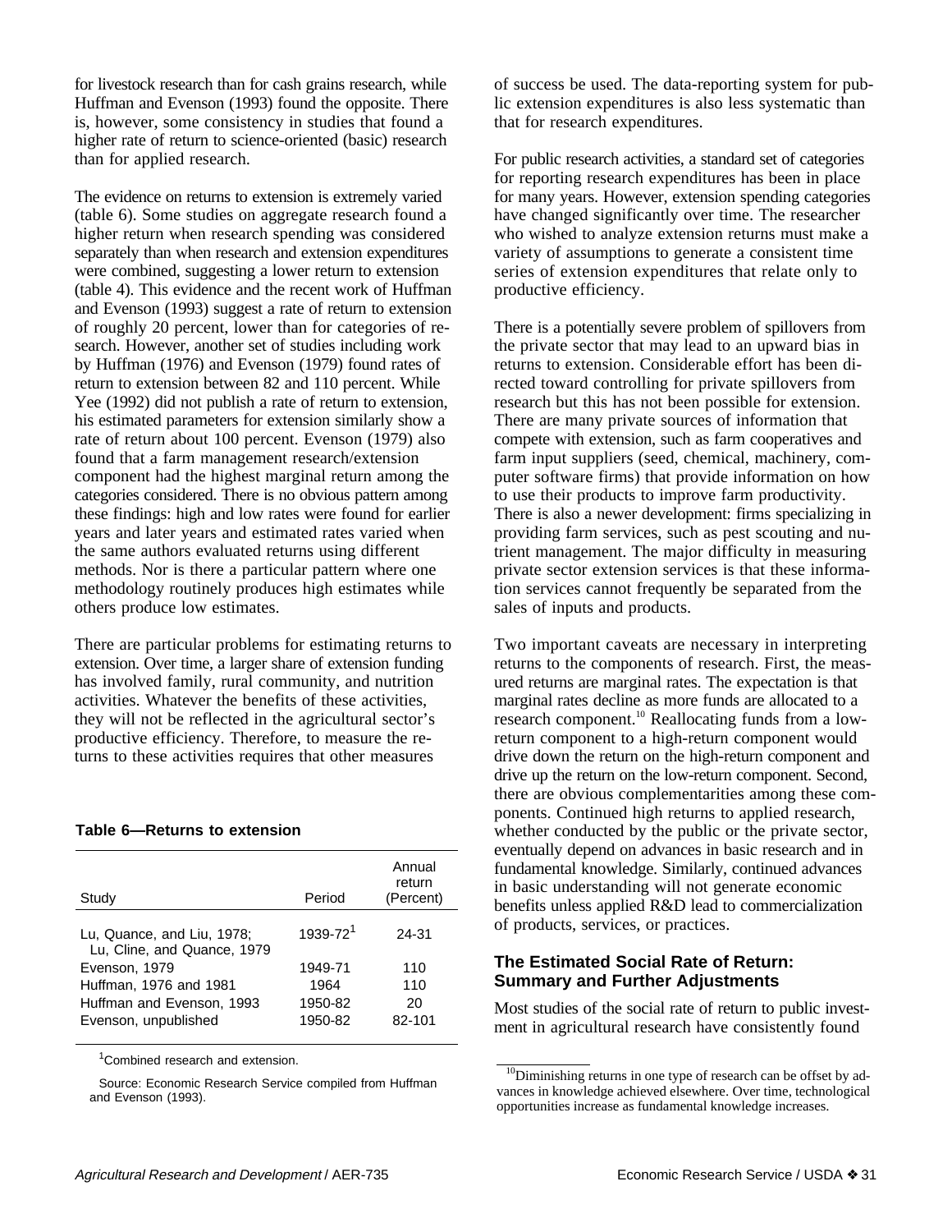for livestock research than for cash grains research, while Huffman and Evenson (1993) found the opposite. There is, however, some consistency in studies that found a higher rate of return to science-oriented (basic) research than for applied research.

The evidence on returns to extension is extremely varied (table 6). Some studies on aggregate research found a higher return when research spending was considered separately than when research and extension expenditures were combined, suggesting a lower return to extension (table 4). This evidence and the recent work of Huffman and Evenson (1993) suggest a rate of return to extension of roughly 20 percent, lower than for categories of research. However, another set of studies including work by Huffman (1976) and Evenson (1979) found rates of return to extension between 82 and 110 percent. While Yee (1992) did not publish a rate of return to extension, his estimated parameters for extension similarly show a rate of return about 100 percent. Evenson (1979) also found that a farm management research/extension component had the highest marginal return among the categories considered. There is no obvious pattern among these findings: high and low rates were found for earlier years and later years and estimated rates varied when the same authors evaluated returns using different methods. Nor is there a particular pattern where one methodology routinely produces high estimates while others produce low estimates.

There are particular problems for estimating returns to extension. Over time, a larger share of extension funding has involved family, rural community, and nutrition activities. Whatever the benefits of these activities, they will not be reflected in the agricultural sector's productive efficiency. Therefore, to measure the returns to these activities requires that other measures of success be used. The data-reporting system for public extension expenditures is also less systematic than that for research expenditures.

**Table 6—Returns to extension**

| Study | Period | Annual return (Percent) |
|---|---|---|
| Lu, Quance, and Liu, 1978; Lu, Cline, and Quance, 1979 | 1939-72[1] | 24-31 |
| Evenson, 1979 | 1949-71 | 110 |
| Huffman, 1976 and 1981 | 1964 | 110 |
| Huffman and Evenson, 1993 | 1950-82 | 20 |
| Evenson, unpublished | 1950-82 | 82-101 |

[1]Combined research and extension.

Source: Economic Research Service compiled from Huffman and Evenson (1993).

For public research activities, a standard set of categories for reporting research expenditures has been in place for many years. However, extension spending categories have changed significantly over time. The researcher who wished to analyze extension returns must make a variety of assumptions to generate a consistent time series of extension expenditures that relate only to productive efficiency.

There is a potentially severe problem of spillovers from the private sector that may lead to an upward bias in returns to extension. Considerable effort has been directed toward controlling for private spillovers from research but this has not been possible for extension. There are many private sources of information that compete with extension, such as farm cooperatives and farm input suppliers (seed, chemical, machinery, computer software firms) that provide information on how to use their products to improve farm productivity. There is also a newer development: firms specializing in providing farm services, such as pest scouting and nutrient management. The major difficulty in measuring private sector extension services is that these information services cannot frequently be separated from the sales of inputs and products.

Two important caveats are necessary in interpreting returns to the components of research. First, the measured returns are marginal rates. The expectation is that marginal rates decline as more funds are allocated to a research component.[10] Reallocating funds from a low-return component to a high-return component would drive down the return on the high-return component and drive up the return on the low-return component. Second, there are obvious complementarities among these components. Continued high returns to applied research, whether conducted by the public or the private sector, eventually depend on advances in basic research and in fundamental knowledge. Similarly, continued advances in basic understanding will not generate economic benefits unless applied R&D lead to commercialization of products, services, or practices.

### The Estimated Social Rate of Return: Summary and Further Adjustments

Most studies of the social rate of return to public investment in agricultural research have consistently found

[10]Diminishing returns in one type of research can be offset by advances in knowledge achieved elsewhere. Over time, technological opportunities increase as fundamental knowledge increases.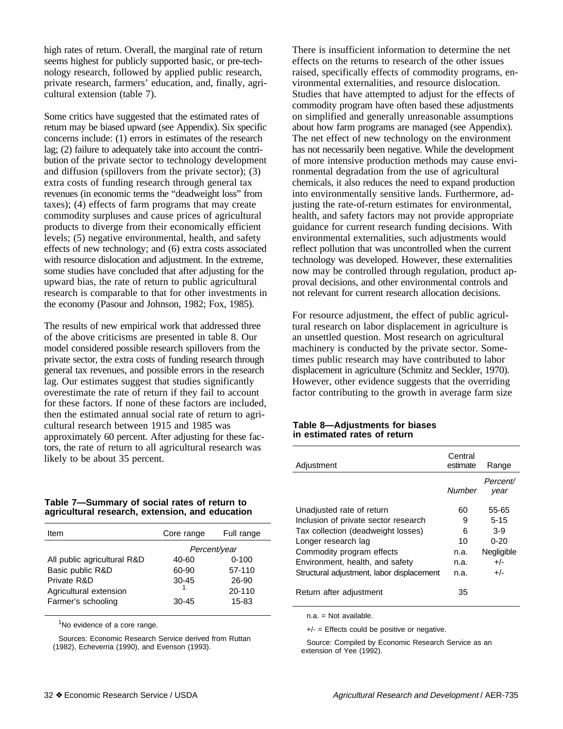high rates of return. Overall, the marginal rate of return seems highest for publicly supported basic, or pre-technology research, followed by applied public research, private research, farmers' education, and, finally, agricultural extension (table 7).

Some critics have suggested that the estimated rates of return may be biased upward (see Appendix). Six specific concerns include: (1) errors in estimates of the research lag; (2) failure to adequately take into account the contribution of the private sector to technology development and diffusion (spillovers from the private sector); (3) extra costs of funding research through general tax revenues (in economic terms the "deadweight loss" from taxes); (4) effects of farm programs that may create commodity surpluses and cause prices of agricultural products to diverge from their economically efficient levels; (5) negative environmental, health, and safety effects of new technology; and (6) extra costs associated with resource dislocation and adjustment. In the extreme, some studies have concluded that after adjusting for the upward bias, the rate of return to public agricultural research is comparable to that for other investments in the economy (Pasour and Johnson, 1982; Fox, 1985).

The results of new empirical work that addressed three of the above criticisms are presented in table 8. Our model considered possible research spillovers from the private sector, the extra costs of funding research through general tax revenues, and possible errors in the research lag. Our estimates suggest that studies significantly overestimate the rate of return if they fail to account for these factors. If none of these factors are included, then the estimated annual social rate of return to agricultural research between 1915 and 1985 was approximately 60 percent. After adjusting for these factors, the rate of return to all agricultural research was likely to be about 35 percent.

**Table 7—Summary of social rates of return to agricultural research, extension, and education**

| Item | Core range | Full range |
|---|---|---|
| | *Percent/year* | |
| All public agricultural R&D | 40-60 | 0-100 |
| Basic public R&D | 60-90 | 57-110 |
| Private R&D | 30-45 | 26-90 |
| Agricultural extension | [1] | 20-110 |
| Farmer's schooling | 30-45 | 15-83 |

[1]No evidence of a core range.

Sources: Economic Research Service derived from Ruttan (1982), Echeverria (1990), and Evenson (1993).

There is insufficient information to determine the net effects on the returns to research of the other issues raised, specifically effects of commodity programs, environmental externalities, and resource dislocation. Studies that have attempted to adjust for the effects of commodity program have often based these adjustments on simplified and generally unreasonable assumptions about how farm programs are managed (see Appendix). The net effect of new technology on the environment has not necessarily been negative. While the development of more intensive production methods may cause environmental degradation from the use of agricultural chemicals, it also reduces the need to expand production into environmentally sensitive lands. Furthermore, adjusting the rate-of-return estimates for environmental, health, and safety factors may not provide appropriate guidance for current research funding decisions. With environmental externalities, such adjustments would reflect pollution that was uncontrolled when the current technology was developed. However, these externalities now may be controlled through regulation, product approval decisions, and other environmental controls and not relevant for current research allocation decisions.

For resource adjustment, the effect of public agricultural research on labor displacement in agriculture is an unsettled question. Most research on agricultural machinery is conducted by the private sector. Sometimes public research may have contributed to labor displacement in agriculture (Schmitz and Seckler, 1970). However, other evidence suggests that the overriding factor contributing to the growth in average farm size

**Table 8—Adjustments for biases in estimated rates of return**

| Adjustment | Central estimate | Range |
|---|---|---|
| | *Number* | *Percent/ year* |
| Unadjusted rate of return | 60 | 55-65 |
| Inclusion of private sector research | 9 | 5-15 |
| Tax collection (deadweight losses) | 6 | 3-9 |
| Longer research lag | 10 | 0-20 |
| Commodity program effects | n.a. | Negligible |
| Environment, health, and safety | n.a. | +/- |
| Structural adjustment, labor displacement | n.a. | +/- |
| Return after adjustment | 35 | |

n.a. = Not available.

+/- = Effects could be positive or negative.

Source: Compiled by Economic Research Service as an extension of Yee (1992).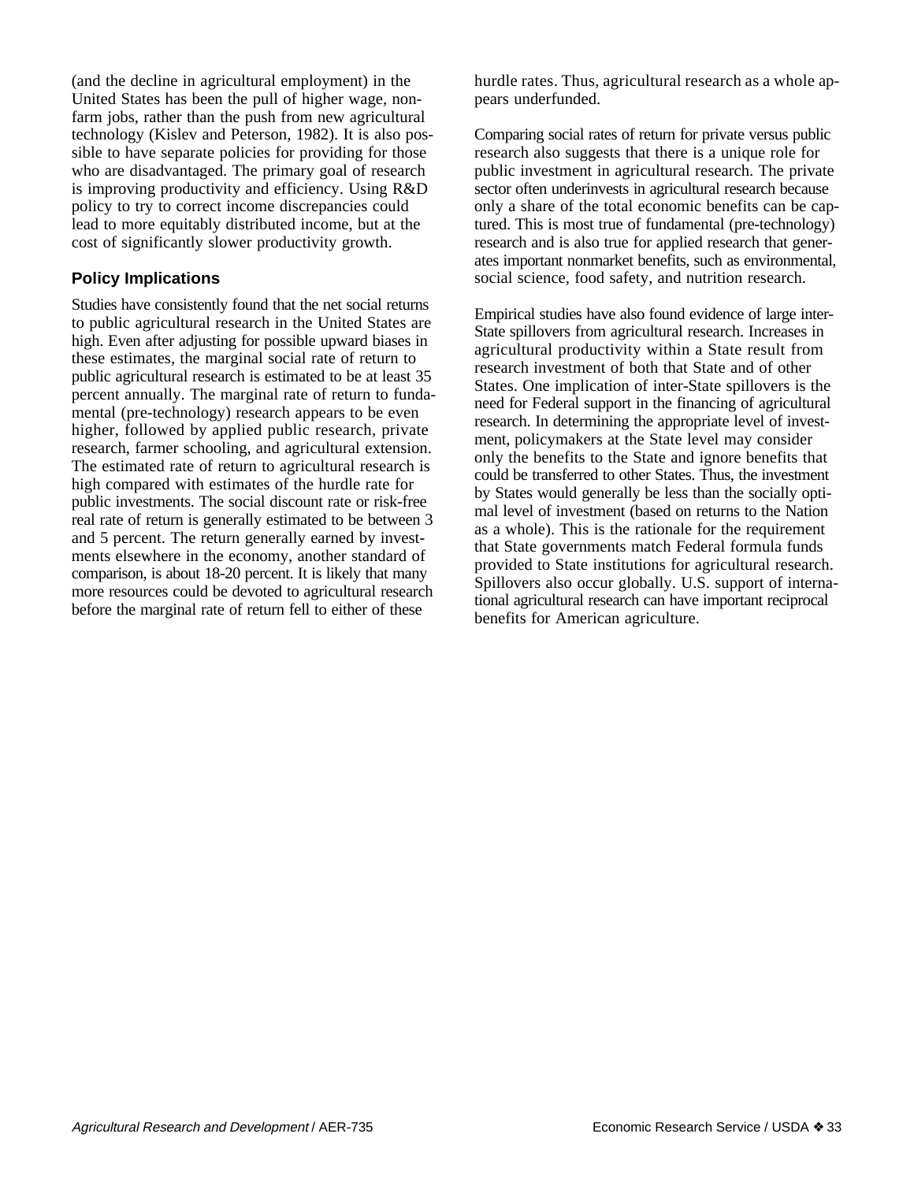(and the decline in agricultural employment) in the United States has been the pull of higher wage, nonfarm jobs, rather than the push from new agricultural technology (Kislev and Peterson, 1982). It is also possible to have separate policies for providing for those who are disadvantaged. The primary goal of research is improving productivity and efficiency. Using R&D policy to try to correct income discrepancies could lead to more equitably distributed income, but at the cost of significantly slower productivity growth.

### Policy Implications

Studies have consistently found that the net social returns to public agricultural research in the United States are high. Even after adjusting for possible upward biases in these estimates, the marginal social rate of return to public agricultural research is estimated to be at least 35 percent annually. The marginal rate of return to fundamental (pre-technology) research appears to be even higher, followed by applied public research, private research, farmer schooling, and agricultural extension. The estimated rate of return to agricultural research is high compared with estimates of the hurdle rate for public investments. The social discount rate or risk-free real rate of return is generally estimated to be between 3 and 5 percent. The return generally earned by investments elsewhere in the economy, another standard of comparison, is about 18-20 percent. It is likely that many more resources could be devoted to agricultural research before the marginal rate of return fell to either of these hurdle rates. Thus, agricultural research as a whole appears underfunded.

Comparing social rates of return for private versus public research also suggests that there is a unique role for public investment in agricultural research. The private sector often underinvests in agricultural research because only a share of the total economic benefits can be captured. This is most true of fundamental (pre-technology) research and is also true for applied research that generates important nonmarket benefits, such as environmental, social science, food safety, and nutrition research.

Empirical studies have also found evidence of large inter-State spillovers from agricultural research. Increases in agricultural productivity within a State result from research investment of both that State and of other States. One implication of inter-State spillovers is the need for Federal support in the financing of agricultural research. In determining the appropriate level of investment, policymakers at the State level may consider only the benefits to the State and ignore benefits that could be transferred to other States. Thus, the investment by States would generally be less than the socially optimal level of investment (based on returns to the Nation as a whole). This is the rationale for the requirement that State governments match Federal formula funds provided to State institutions for agricultural research. Spillovers also occur globally. U.S. support of international agricultural research can have important reciprocal benefits for American agriculture.